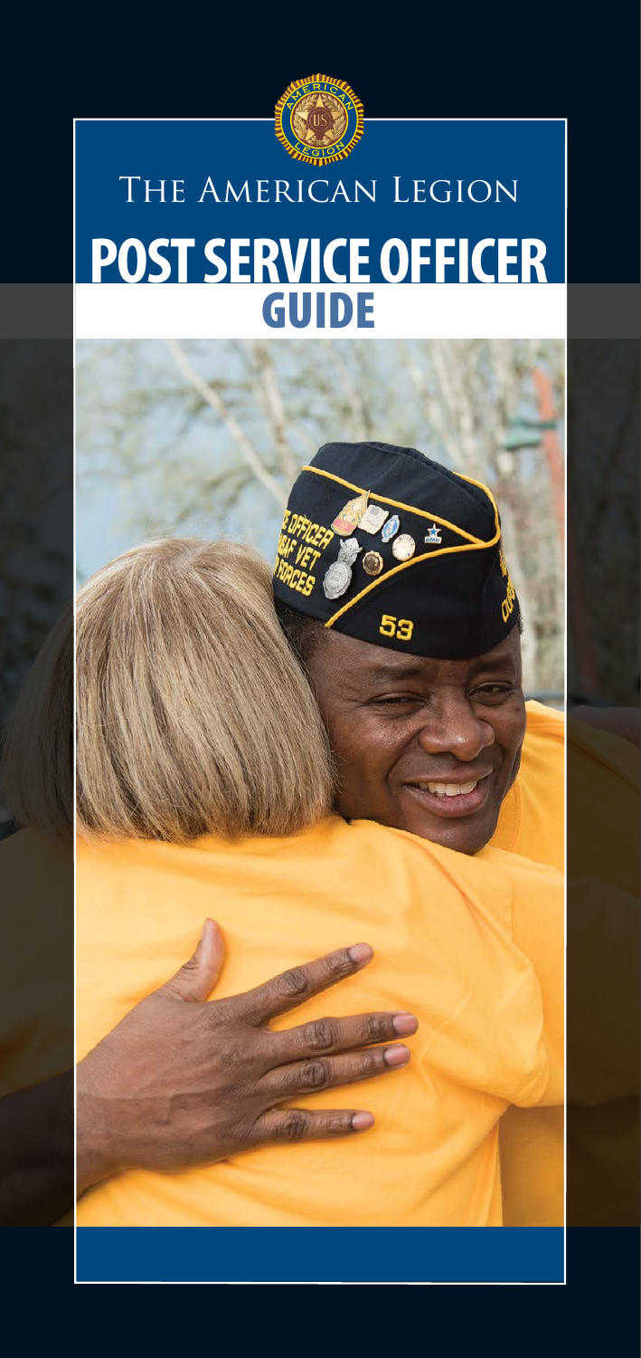# The American Legion

# POST SERVICE OFFICER GUIDE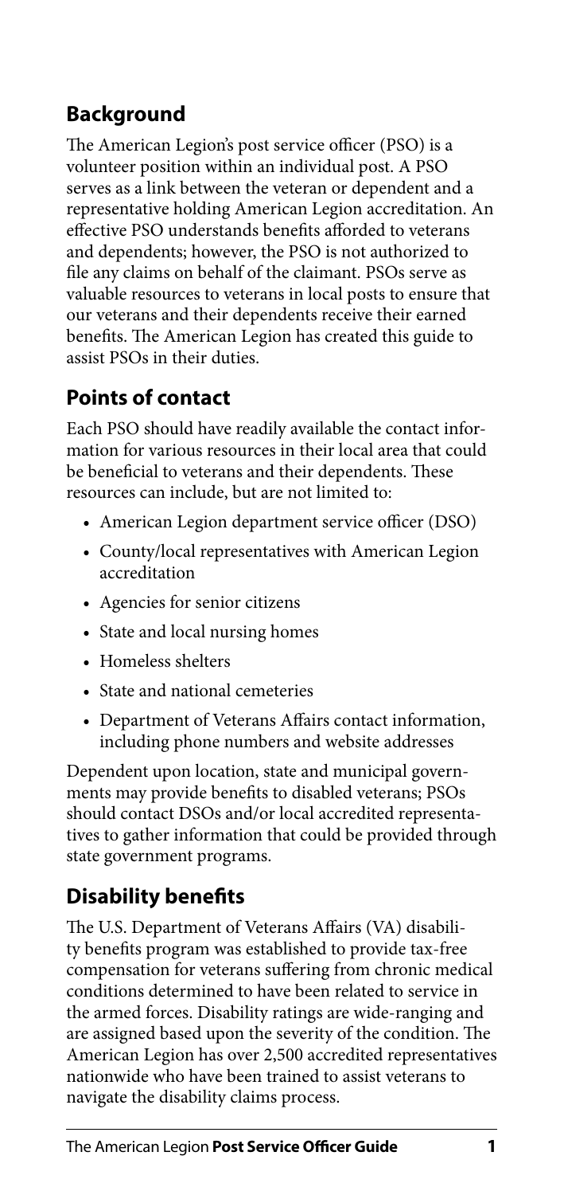## Background

The American Legion's post service officer (PSO) is a volunteer position within an individual post. A PSO serves as a link between the veteran or dependent and a representative holding American Legion accreditation. An effective PSO understands benefits afforded to veterans and dependents; however, the PSO is not authorized to file any claims on behalf of the claimant. PSOs serve as valuable resources to veterans in local posts to ensure that our veterans and their dependents receive their earned benefits. The American Legion has created this guide to assist PSOs in their duties.

## Points of contact

Each PSO should have readily available the contact information for various resources in their local area that could be beneficial to veterans and their dependents. These resources can include, but are not limited to:

- American Legion department service officer (DSO)
- County/local representatives with American Legion accreditation
- Agencies for senior citizens
- State and local nursing homes
- Homeless shelters
- State and national cemeteries
- Department of Veterans Affairs contact information, including phone numbers and website addresses

Dependent upon location, state and municipal governments may provide benefits to disabled veterans; PSOs should contact DSOs and/or local accredited representatives to gather information that could be provided through state government programs.

## Disability benefits

The U.S. Department of Veterans Affairs (VA) disability benefits program was established to provide tax-free compensation for veterans suffering from chronic medical conditions determined to have been related to service in the armed forces. Disability ratings are wide-ranging and are assigned based upon the severity of the condition. The American Legion has over 2,500 accredited representatives nationwide who have been trained to assist veterans to navigate the disability claims process.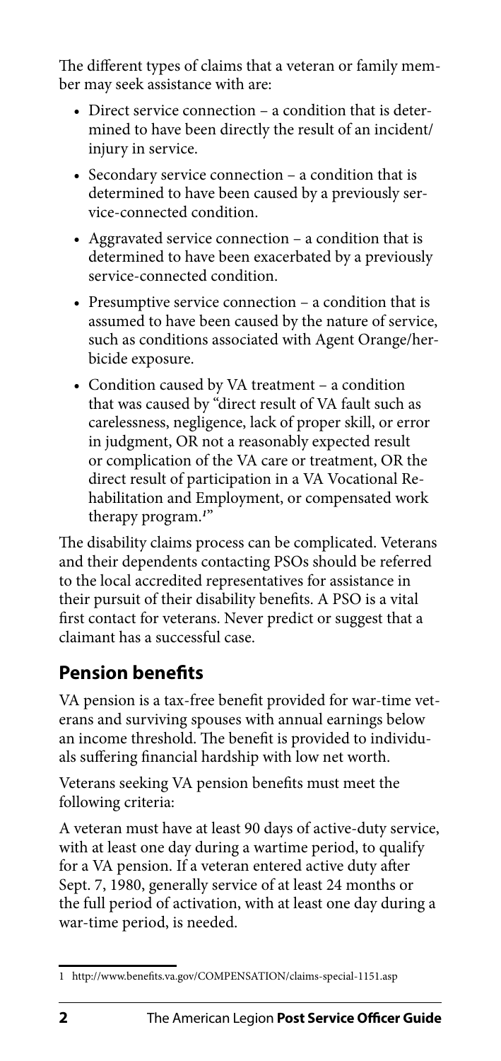The different types of claims that a veteran or family member may seek assistance with are:

- Direct service connection – a condition that is determined to have been directly the result of an incident/injury in service.
- Secondary service connection – a condition that is determined to have been caused by a previously service-connected condition.
- Aggravated service connection – a condition that is determined to have been exacerbated by a previously service-connected condition.
- Presumptive service connection – a condition that is assumed to have been caused by the nature of service, such as conditions associated with Agent Orange/herbicide exposure.
- Condition caused by VA treatment – a condition that was caused by "direct result of VA fault such as carelessness, negligence, lack of proper skill, or error in judgment, OR not a reasonably expected result or complication of the VA care or treatment, OR the direct result of participation in a VA Vocational Rehabilitation and Employment, or compensated work therapy program.[1]"

The disability claims process can be complicated. Veterans and their dependents contacting PSOs should be referred to the local accredited representatives for assistance in their pursuit of their disability benefits. A PSO is a vital first contact for veterans. Never predict or suggest that a claimant has a successful case.

## Pension benefits

VA pension is a tax-free benefit provided for war-time veterans and surviving spouses with annual earnings below an income threshold. The benefit is provided to individuals suffering financial hardship with low net worth.

Veterans seeking VA pension benefits must meet the following criteria:

A veteran must have at least 90 days of active-duty service, with at least one day during a wartime period, to qualify for a VA pension. If a veteran entered active duty after Sept. 7, 1980, generally service of at least 24 months or the full period of activation, with at least one day during a war-time period, is needed.

---

1 http://www.benefits.va.gov/COMPENSATION/claims-special-1151.asp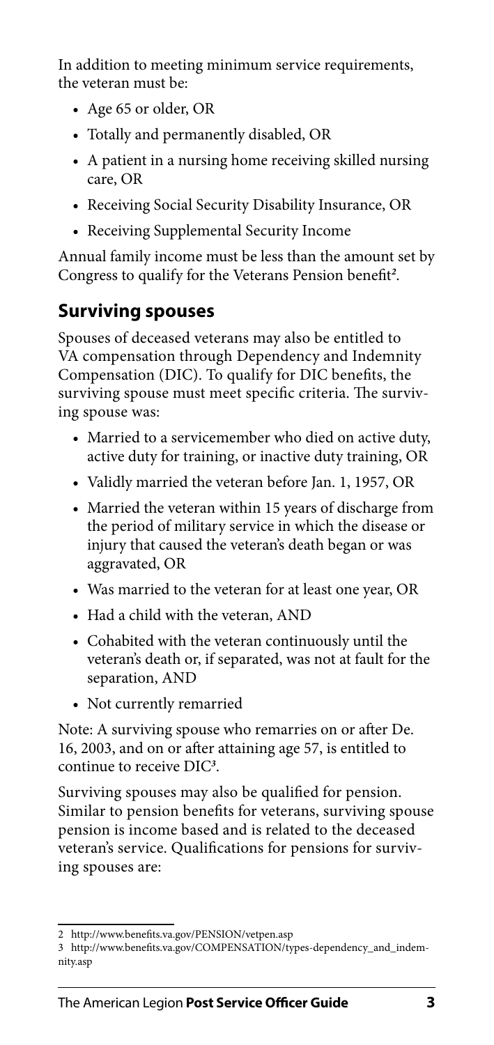In addition to meeting minimum service requirements, the veteran must be:

- Age 65 or older, OR
- Totally and permanently disabled, OR
- A patient in a nursing home receiving skilled nursing care, OR
- Receiving Social Security Disability Insurance, OR
- Receiving Supplemental Security Income

Annual family income must be less than the amount set by Congress to qualify for the Veterans Pension benefit[2].

## Surviving spouses

Spouses of deceased veterans may also be entitled to VA compensation through Dependency and Indemnity Compensation (DIC). To qualify for DIC benefits, the surviving spouse must meet specific criteria. The surviving spouse was:

- Married to a servicemember who died on active duty, active duty for training, or inactive duty training, OR
- Validly married the veteran before Jan. 1, 1957, OR
- Married the veteran within 15 years of discharge from the period of military service in which the disease or injury that caused the veteran's death began or was aggravated, OR
- Was married to the veteran for at least one year, OR
- Had a child with the veteran, AND
- Cohabited with the veteran continuously until the veteran's death or, if separated, was not at fault for the separation, AND
- Not currently remarried

Note: A surviving spouse who remarries on or after De. 16, 2003, and on or after attaining age 57, is entitled to continue to receive DIC[3].

Surviving spouses may also be qualified for pension. Similar to pension benefits for veterans, surviving spouse pension is income based and is related to the deceased veteran's service. Qualifications for pensions for surviving spouses are:

---

2 http://www.benefits.va.gov/PENSION/vetpen.asp

3 http://www.benefits.va.gov/COMPENSATION/types-dependency_and_indemnity.asp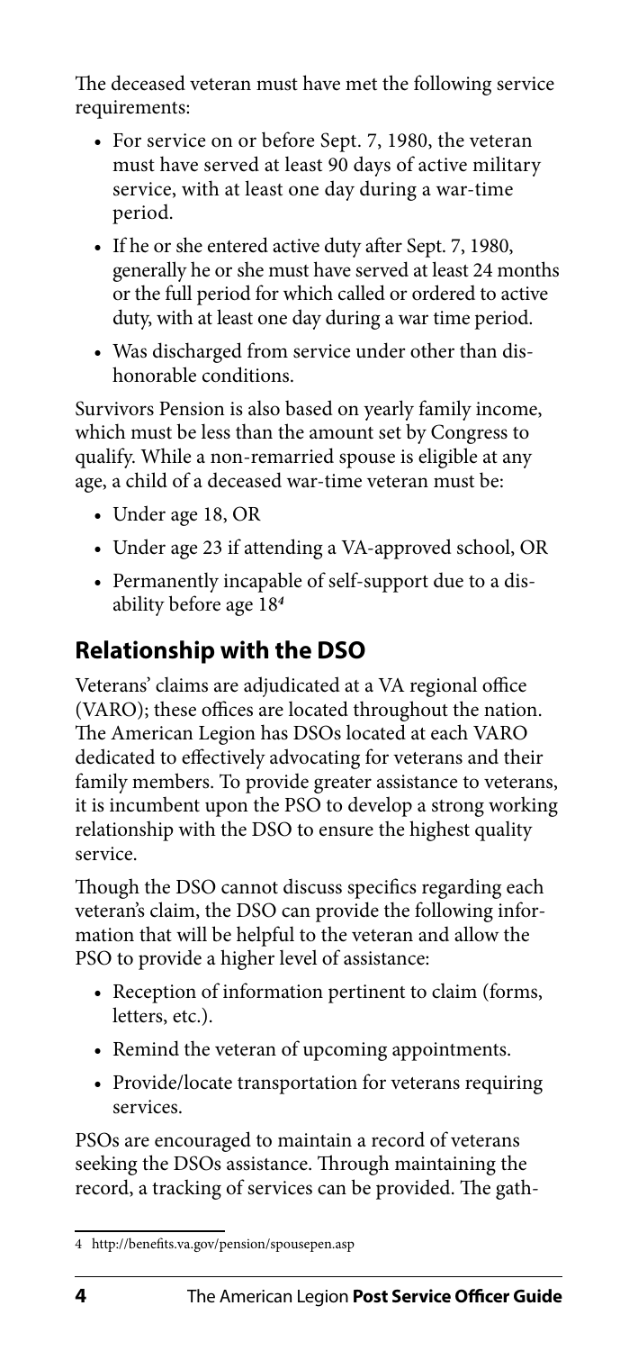The deceased veteran must have met the following service requirements:

- For service on or before Sept. 7, 1980, the veteran must have served at least 90 days of active military service, with at least one day during a war-time period.
- If he or she entered active duty after Sept. 7, 1980, generally he or she must have served at least 24 months or the full period for which called or ordered to active duty, with at least one day during a war time period.
- Was discharged from service under other than dishonorable conditions.

Survivors Pension is also based on yearly family income, which must be less than the amount set by Congress to qualify. While a non-remarried spouse is eligible at any age, a child of a deceased war-time veteran must be:

- Under age 18, OR
- Under age 23 if attending a VA-approved school, OR
- Permanently incapable of self-support due to a disability before age 18[4]

## Relationship with the DSO

Veterans' claims are adjudicated at a VA regional office (VARO); these offices are located throughout the nation. The American Legion has DSOs located at each VARO dedicated to effectively advocating for veterans and their family members. To provide greater assistance to veterans, it is incumbent upon the PSO to develop a strong working relationship with the DSO to ensure the highest quality service.

Though the DSO cannot discuss specifics regarding each veteran's claim, the DSO can provide the following information that will be helpful to the veteran and allow the PSO to provide a higher level of assistance:

- Reception of information pertinent to claim (forms, letters, etc.).
- Remind the veteran of upcoming appointments.
- Provide/locate transportation for veterans requiring services.

PSOs are encouraged to maintain a record of veterans seeking the DSOs assistance. Through maintaining the record, a tracking of services can be provided. The gath-

---

4 http://benefits.va.gov/pension/spousepen.asp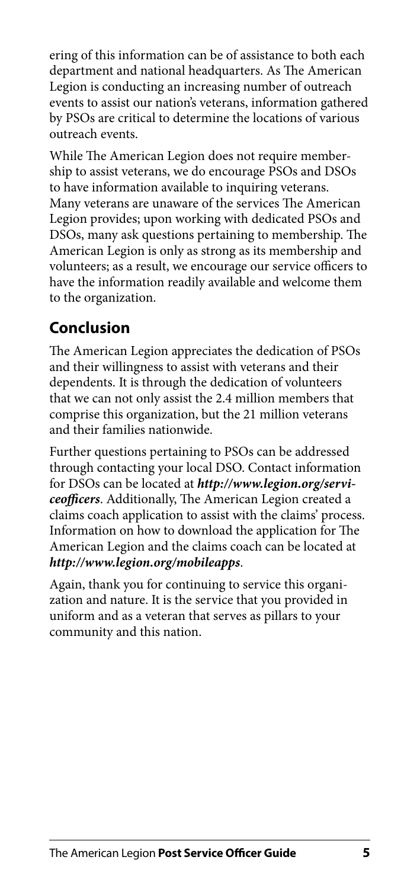ering of this information can be of assistance to both each department and national headquarters. As The American Legion is conducting an increasing number of outreach events to assist our nation's veterans, information gathered by PSOs are critical to determine the locations of various outreach events.

While The American Legion does not require membership to assist veterans, we do encourage PSOs and DSOs to have information available to inquiring veterans. Many veterans are unaware of the services The American Legion provides; upon working with dedicated PSOs and DSOs, many ask questions pertaining to membership. The American Legion is only as strong as its membership and volunteers; as a result, we encourage our service officers to have the information readily available and welcome them to the organization.

## Conclusion

The American Legion appreciates the dedication of PSOs and their willingness to assist with veterans and their dependents. It is through the dedication of volunteers that we can not only assist the 2.4 million members that comprise this organization, but the 21 million veterans and their families nationwide.

Further questions pertaining to PSOs can be addressed through contacting your local DSO. Contact information for DSOs can be located at ***http://www.legion.org/serviceofficers***. Additionally, The American Legion created a claims coach application to assist with the claims' process. Information on how to download the application for The American Legion and the claims coach can be located at ***http://www.legion.org/mobileapps***.

Again, thank you for continuing to service this organization and nature. It is the service that you provided in uniform and as a veteran that serves as pillars to your community and this nation.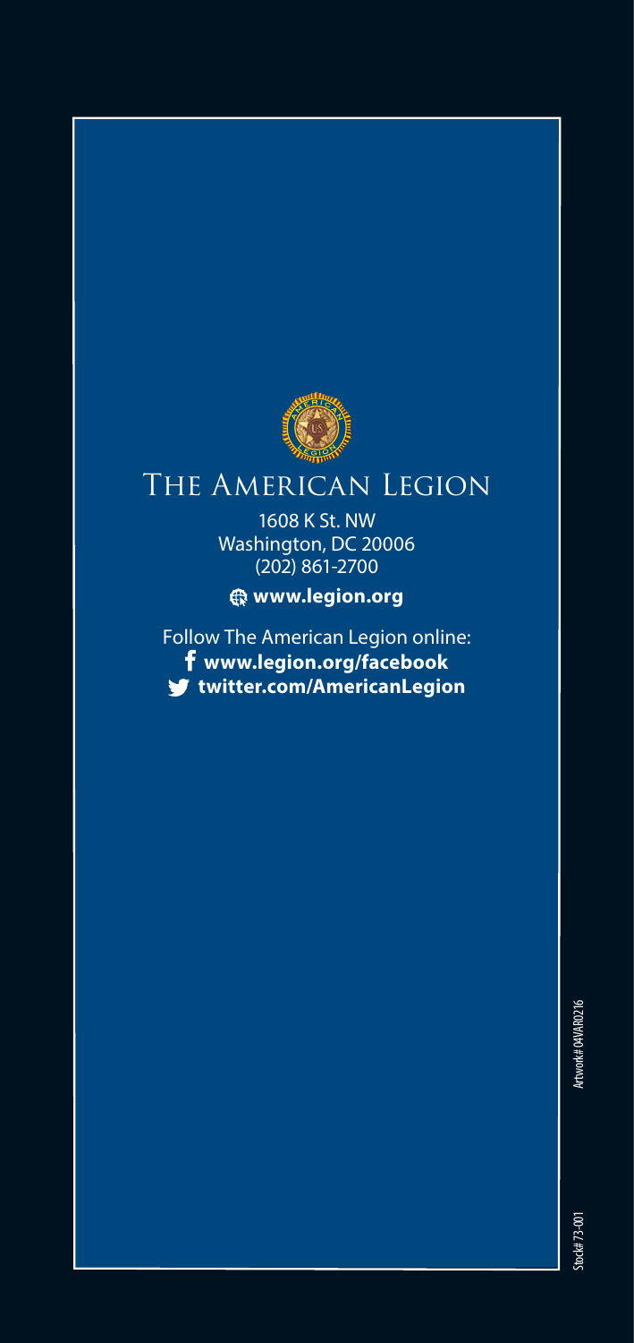# The American Legion

1608 K St. NW
Washington, DC 20006
(202) 861-2700

**www.legion.org**

Follow The American Legion online:

**www.legion.org/facebook**

**twitter.com/AmericanLegion**

Artwork# 04VAR0216

Stock# 73-001